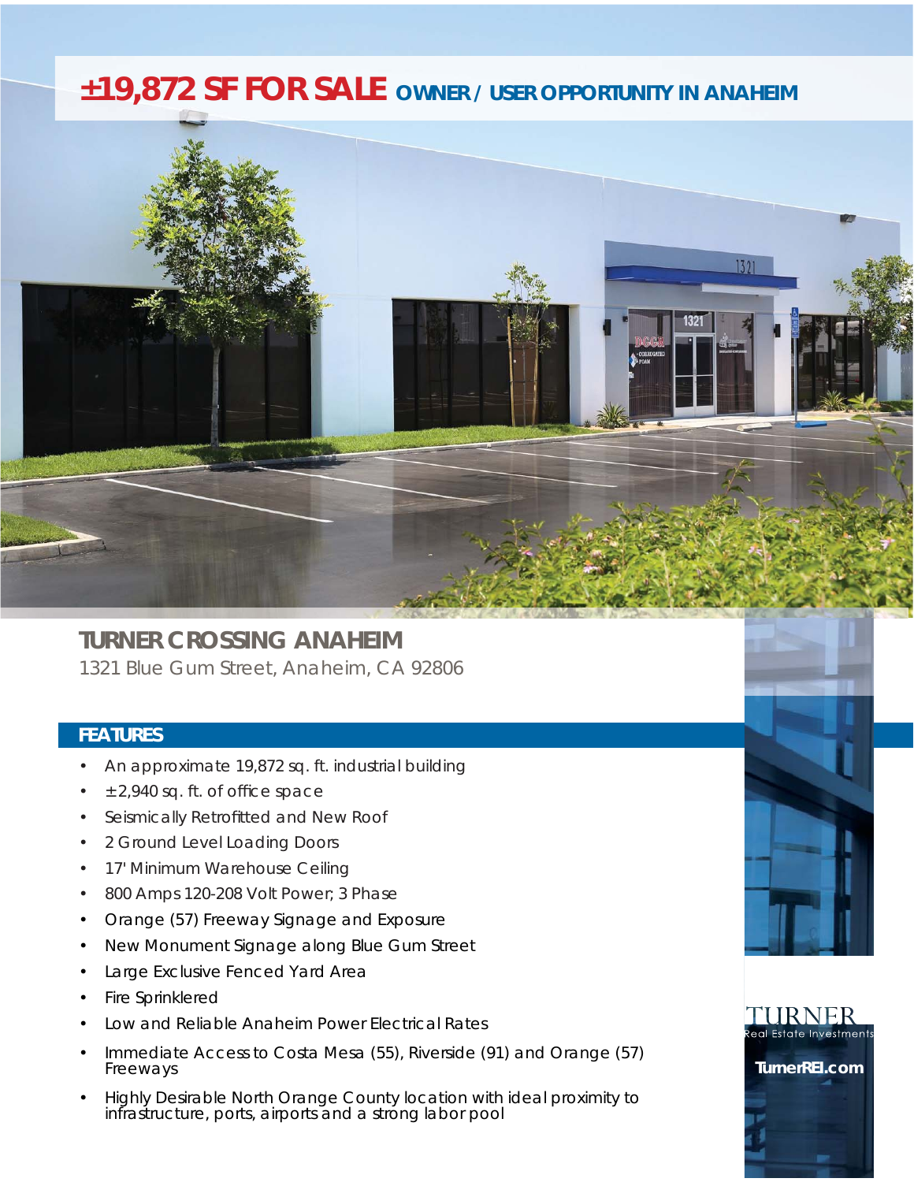# ±19,872 SF FOR SALE OWNER / USER OPPORTUNITY IN ANAHEIM

## TURNER CROSSING ANAHEIM

1321 Blue Gum Street, Anaheim, CA 92806

### FEATURES

- An approximate 19,872 sq. ft. industrial building
- ±2,940 sq. ft. of office space
- Seismically Retrofitted and New Roof
- 2 Ground Level Loading Doors
- 17' Minimum Warehouse Ceiling
- 800 Amps 120-208 Volt Power; 3 Phase
- Orange (57) Freeway Signage and Exposure
- New Monument Signage along Blue Gum Street
- Large Exclusive Fenced Yard Area
- Fire Sprinklered
- Low and Reliable Anaheim Power Electrical Rates
- Immediate Access to Costa Mesa (55), Riverside (91) and Orange (57) Freeways
- Highly Desirable North Orange County location with ideal proximity to infrastructure, ports, airports and a strong labor pool

TURNER Real Estate Investments

TurnerREI.com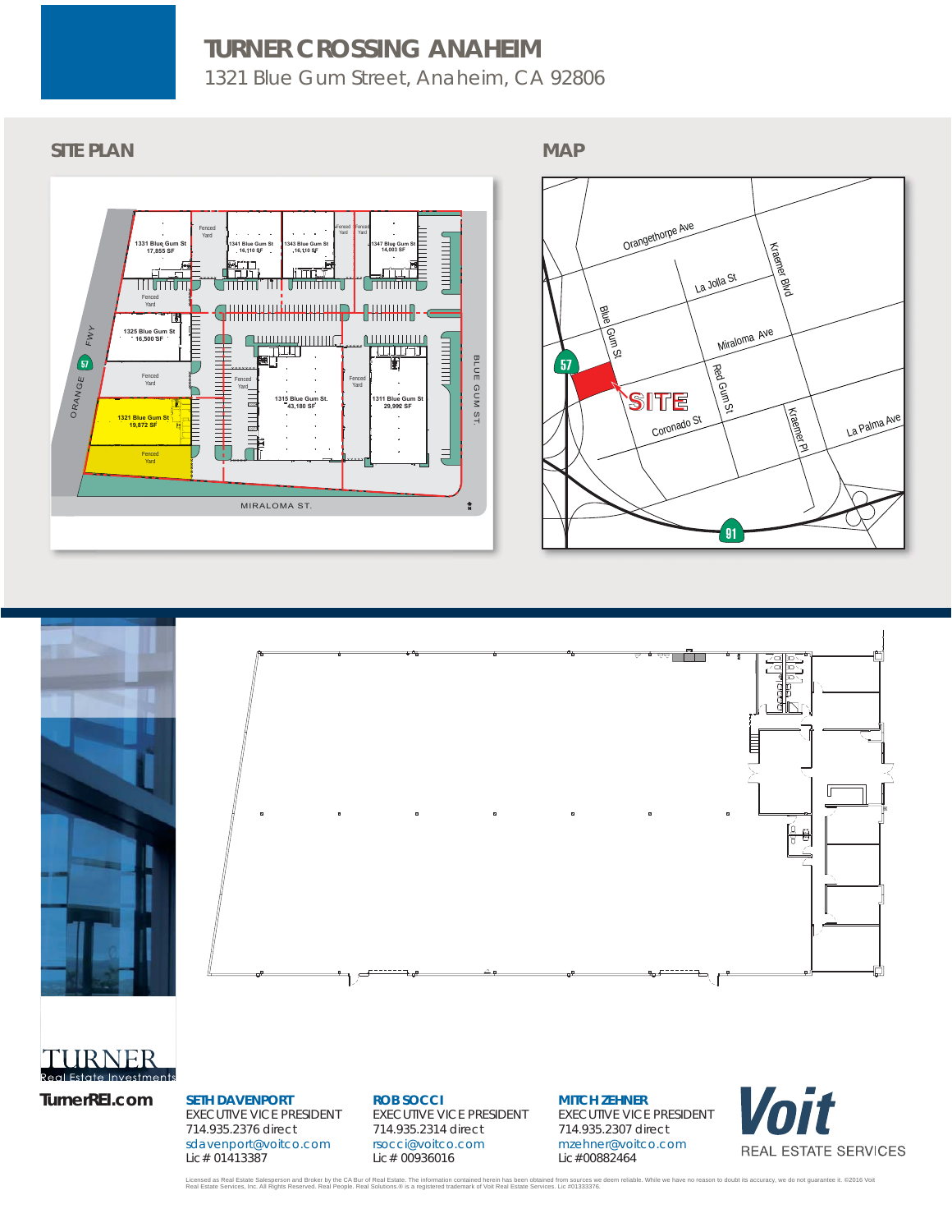# TURNER CROSSING ANAHEIM

1321 Blue Gum Street, Anaheim, CA 92806

## SITE PLAN

1331 Blue Gum St
17,855 SF

1341 Blue Gum St
16,110 SF

1343 Blue Gum St
16,110 SF

1347 Blue Gum St
14,003 SF

1325 Blue Gum St
16,500 SF

1321 Blue Gum St
19,872 SF

1315 Blue Gum St.
43,180 SF

1311 Blue Gum St
29,992 SF

Fenced Yard

ORANGE FWY

BLUE GUM ST.

MIRALOMA ST.

## MAP

Orangethorpe Ave

La Jolla St

Kraemer Blvd

Blue Gum St

Miraloma Ave

Red Gum St

SITE

Coronado St

Kraemer Pl

La Palma Ave

57

91

TURNER
Real Estate Investments

**TurnerREI.com**

**SETH DAVENPORT**
EXECUTIVE VICE PRESIDENT
714.935.2376 direct
sdavenport@voitco.com
Lic # 01413387

**ROB SOCCI**
EXECUTIVE VICE PRESIDENT
714.935.2314 direct
rsocci@voitco.com
Lic # 00936016

**MITCH ZEHNER**
EXECUTIVE VICE PRESIDENT
714.935.2307 direct
mzehner@voitco.com
Lic #00882464

Voit
REAL ESTATE SERVICES

Licensed as Real Estate Salesperson and Broker by the CA Bur of Real Estate. The information contained herein has been obtained from sources we deem reliable. While we have no reason to doubt its accuracy, we do not guarantee it. ©2016 Voit Real Estate Services, Inc. All Rights Reserved. Real People. Real Solutions.® is a registered trademark of Voit Real Estate Services. Lic #01333376.